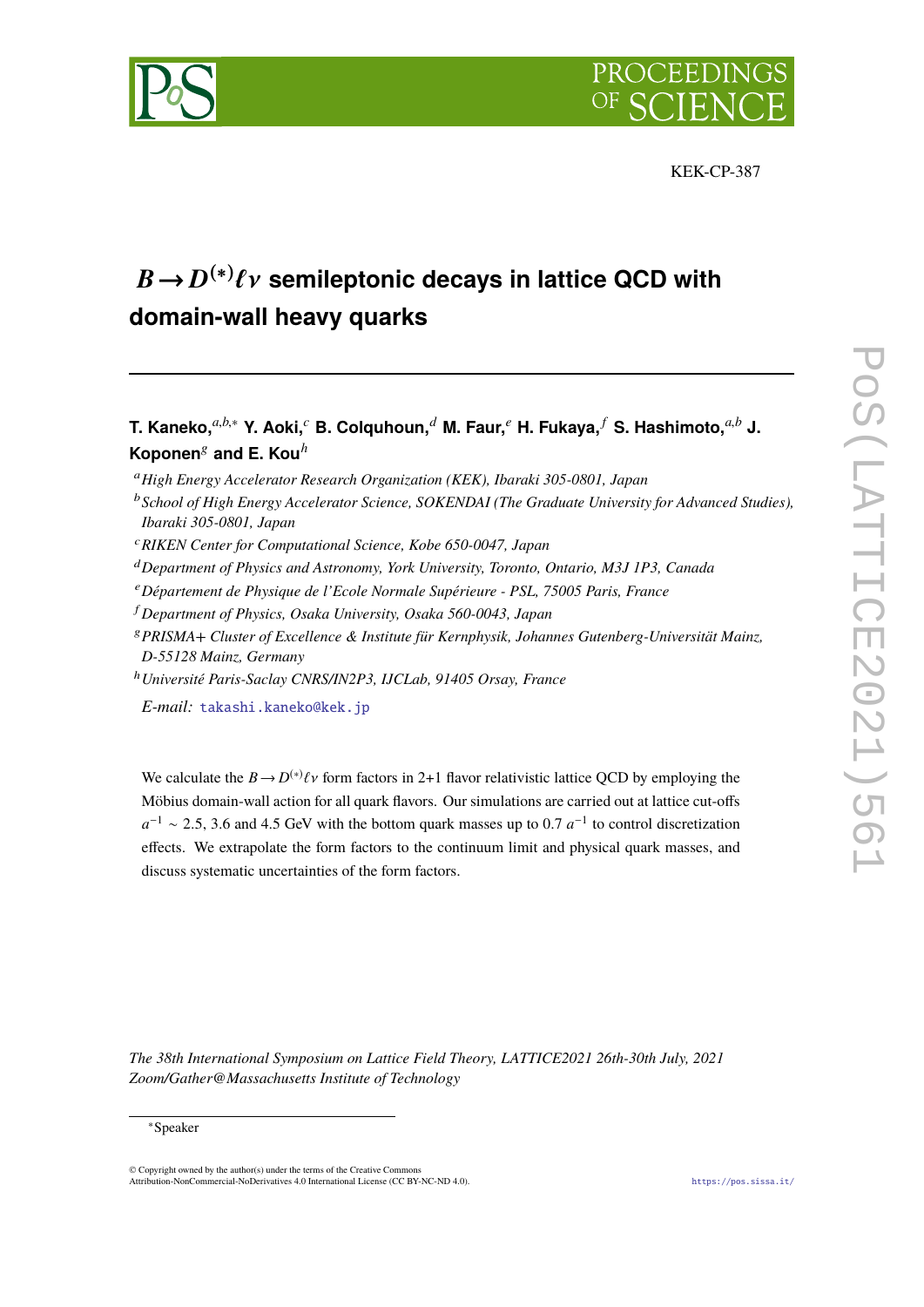KEK-CP-387

# $B \to D^{(*)}\ell\nu$ semileptonic decays in lattice QCD with domain-wall heavy quarks

**T. Kaneko,**[a,b,*] **Y. Aoki,**[c] **B. Colquhoun,**[d] **M. Faur,**[e] **H. Fukaya,**[f] **S. Hashimoto,**[a,b] **J. Koponen**[g] **and E. Kou**[h]

[a] *High Energy Accelerator Research Organization (KEK), Ibaraki 305-0801, Japan*

[b] *School of High Energy Accelerator Science, SOKENDAI (The Graduate University for Advanced Studies), Ibaraki 305-0801, Japan*

[c] *RIKEN Center for Computational Science, Kobe 650-0047, Japan*

[d] *Department of Physics and Astronomy, York University, Toronto, Ontario, M3J 1P3, Canada*

[e] *Département de Physique de l'Ecole Normale Supérieure - PSL, 75005 Paris, France*

[f] *Department of Physics, Osaka University, Osaka 560-0043, Japan*

[g] *PRISMA+ Cluster of Excellence & Institute für Kernphysik, Johannes Gutenberg-Universität Mainz, D-55128 Mainz, Germany*

[h] *Université Paris-Saclay CNRS/IN2P3, IJCLab, 91405 Orsay, France*

*E-mail:* takashi.kaneko@kek.jp

We calculate the $B \to D^{(*)}\ell\nu$ form factors in 2+1 flavor relativistic lattice QCD by employing the Möbius domain-wall action for all quark flavors. Our simulations are carried out at lattice cut-offs $a^{-1} \sim 2.5$, 3.6 and 4.5 GeV with the bottom quark masses up to 0.7 $a^{-1}$ to control discretization effects. We extrapolate the form factors to the continuum limit and physical quark masses, and discuss systematic uncertainties of the form factors.

*The 38th International Symposium on Lattice Field Theory, LATTICE2021 26th-30th July, 2021 Zoom/Gather@Massachusetts Institute of Technology*

[*] Speaker

© Copyright owned by the author(s) under the terms of the Creative Commons Attribution-NonCommercial-NoDerivatives 4.0 International License (CC BY-NC-ND 4.0).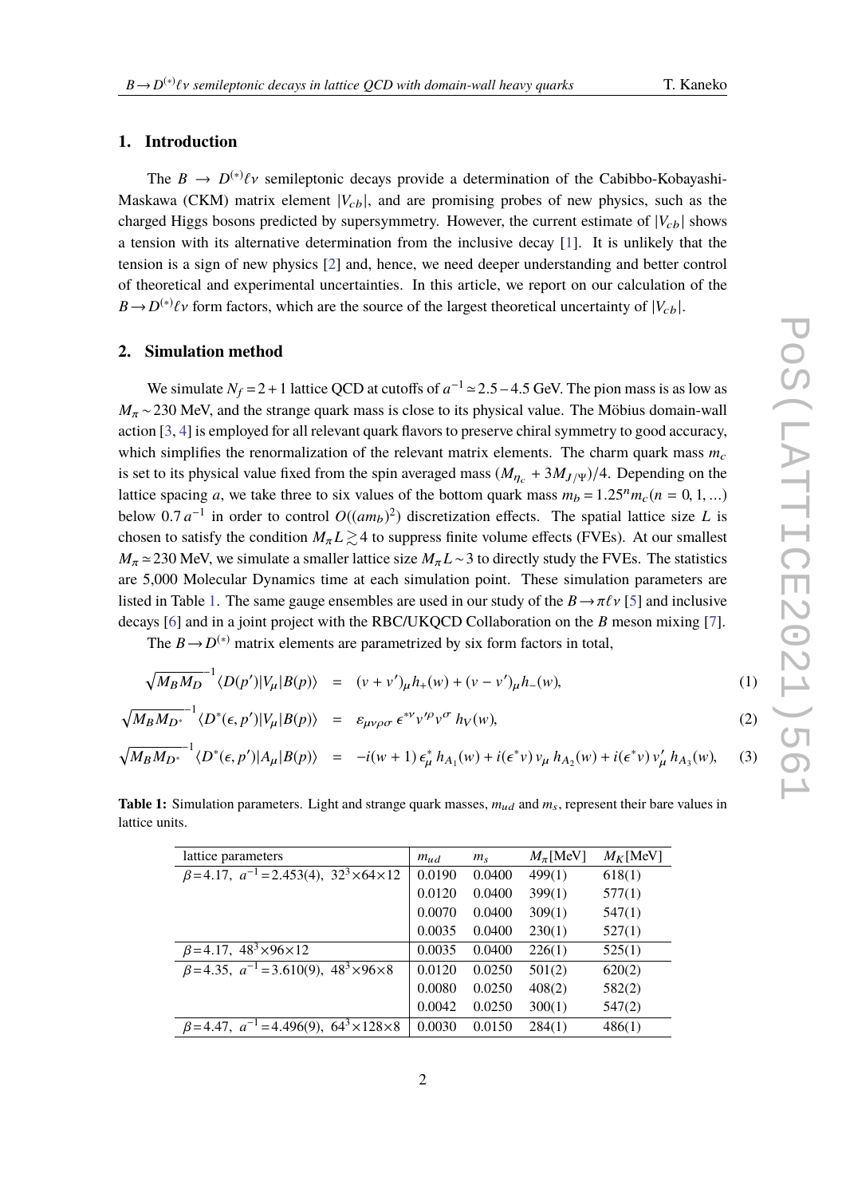## 1. Introduction

The $B \to D^{(*)}\ell\nu$ semileptonic decays provide a determination of the Cabibbo-Kobayashi-Maskawa (CKM) matrix element $|V_{cb}|$, and are promising probes of new physics, such as the charged Higgs bosons predicted by supersymmetry. However, the current estimate of $|V_{cb}|$ shows a tension with its alternative determination from the inclusive decay [1]. It is unlikely that the tension is a sign of new physics [2] and, hence, we need deeper understanding and better control of theoretical and experimental uncertainties. In this article, we report on our calculation of the $B \to D^{(*)}\ell\nu$ form factors, which are the source of the largest theoretical uncertainty of $|V_{cb}|$.

## 2. Simulation method

We simulate $N_f = 2+1$ lattice QCD at cutoffs of $a^{-1} \simeq 2.5-4.5$ GeV. The pion mass is as low as $M_\pi \sim 230$ MeV, and the strange quark mass is close to its physical value. The Möbius domain-wall action [3, 4] is employed for all relevant quark flavors to preserve chiral symmetry to good accuracy, which simplifies the renormalization of the relevant matrix elements. The charm quark mass $m_c$ is set to its physical value fixed from the spin averaged mass $(M_{\eta_c} + 3M_{J/\Psi})/4$. Depending on the lattice spacing $a$, we take three to six values of the bottom quark mass $m_b = 1.25^n m_c (n = 0, 1, ...)$ below $0.7\,a^{-1}$ in order to control $O((am_b)^2)$ discretization effects. The spatial lattice size $L$ is chosen to satisfy the condition $M_\pi L \gtrsim 4$ to suppress finite volume effects (FVEs). At our smallest $M_\pi \simeq 230$ MeV, we simulate a smaller lattice size $M_\pi L \sim 3$ to directly study the FVEs. The statistics are 5,000 Molecular Dynamics time at each simulation point. These simulation parameters are listed in Table 1. The same gauge ensembles are used in our study of the $B \to \pi\ell\nu$ [5] and inclusive decays [6] and in a joint project with the RBC/UKQCD Collaboration on the $B$ meson mixing [7].

The $B \to D^{(*)}$ matrix elements are parametrized by six form factors in total,

$$\sqrt{M_B M_D}^{-1} \langle D(p')|V_\mu|B(p)\rangle = (v+v')_\mu h_+(w) + (v-v')_\mu h_-(w), \tag{1}$$

$$\sqrt{M_B M_{D^*}}^{-1} \langle D^*(\epsilon,p')|V_\mu|B(p)\rangle = \varepsilon_{\mu\nu\rho\sigma}\,\epsilon^{*\nu} v'^\rho v^\sigma\; h_V(w), \tag{2}$$

$$\sqrt{M_B M_{D^*}}^{-1} \langle D^*(\epsilon,p')|A_\mu|B(p)\rangle = -i(w+1)\,\epsilon^*_\mu\, h_{A_1}(w) + i(\epsilon^* v)\, v_\mu\, h_{A_2}(w) + i(\epsilon^* v)\, v'_\mu\, h_{A_3}(w), \tag{3}$$

**Table 1:** Simulation parameters. Light and strange quark masses, $m_{ud}$ and $m_s$, represent their bare values in lattice units.

| lattice parameters | $m_{ud}$ | $m_s$ | $M_\pi$[MeV] | $M_K$[MeV] |
|---|---|---|---|---|
| $\beta$=4.17, $a^{-1}$=2.453(4), $32^3\times64\times12$ | 0.0190 | 0.0400 | 499(1) | 618(1) |
| | 0.0120 | 0.0400 | 399(1) | 577(1) |
| | 0.0070 | 0.0400 | 309(1) | 547(1) |
| | 0.0035 | 0.0400 | 230(1) | 527(1) |
| $\beta$=4.17, $48^3\times96\times12$ | 0.0035 | 0.0400 | 226(1) | 525(1) |
| $\beta$=4.35, $a^{-1}$=3.610(9), $48^3\times96\times8$ | 0.0120 | 0.0250 | 501(2) | 620(2) |
| | 0.0080 | 0.0250 | 408(2) | 582(2) |
| | 0.0042 | 0.0250 | 300(1) | 547(2) |
| $\beta$=4.47, $a^{-1}$=4.496(9), $64^3\times128\times8$ | 0.0030 | 0.0150 | 284(1) | 486(1) |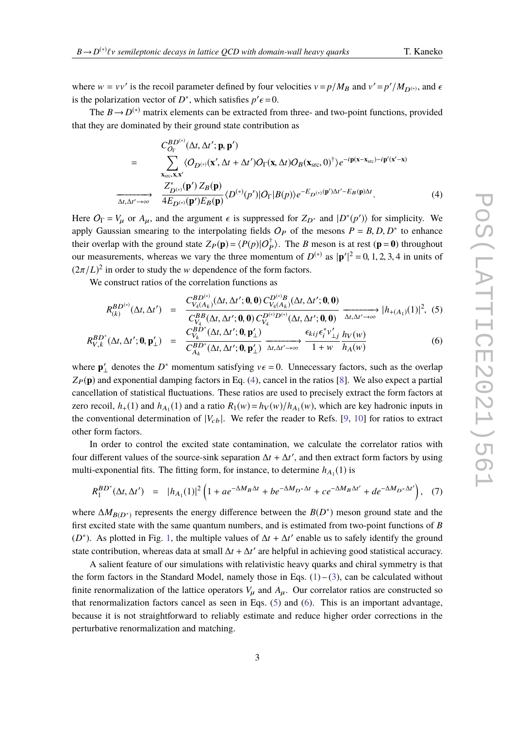where $w = vv'$ is the recoil parameter defined by four velocities $v = p/M_B$ and $v' = p'/M_{D^{(*)}}$, and $\epsilon$ is the polarization vector of $D^*$, which satisfies $p'\epsilon = 0$.

The $B \to D^{(*)}$ matrix elements can be extracted from three- and two-point functions, provided that they are dominated by their ground state contribution as

$$
\begin{aligned}
& C_{O_\Gamma}^{BD^{(*)}}(\Delta t, \Delta t'; \mathbf{p}, \mathbf{p}') \\
= \quad & \sum_{\mathbf{x}_{\rm src}, \mathbf{x}, \mathbf{x}'} \langle O_{D^{(*)}}(\mathbf{x}', \Delta t + \Delta t') O_\Gamma(\mathbf{x}, \Delta t) O_B(\mathbf{x}_{\rm src}, 0)^\dagger \rangle e^{-i\mathbf{p}(\mathbf{x}-\mathbf{x}_{\rm src}) - i\mathbf{p}'(\mathbf{x}'-\mathbf{x})} \\
\xrightarrow[\Delta t, \Delta t' \to \infty]{} \quad & \frac{Z_{D^{(*)}}^*(\mathbf{p}')\, Z_B(\mathbf{p})}{4E_{D^{(*)}}(\mathbf{p}') E_B(\mathbf{p})} \langle D^{(*)}(p') | O_\Gamma | B(p) \rangle e^{-E_{D^{(*)}}(\mathbf{p}')\Delta t' - E_B(\mathbf{p})\Delta t}.
\end{aligned} \tag{4}
$$

Here $O_\Gamma = V_\mu$ or $A_\mu$, and the argument $\epsilon$ is suppressed for $Z_{D^*}$ and $|D^*(p')\rangle$ for simplicity. We apply Gaussian smearing to the interpolating fields $O_P$ of the mesons $P = B, D, D^*$ to enhance their overlap with the ground state $Z_P(\mathbf{p}) = \langle P(p) | O_P^\dagger \rangle$. The $B$ meson is at rest ($\mathbf{p} = \mathbf{0}$) throughout our measurements, whereas we vary the three momentum of $D^{(*)}$ as $|\mathbf{p}'|^2 = 0, 1, 2, 3, 4$ in units of $(2\pi/L)^2$ in order to study the $w$ dependence of the form factors.

We construct ratios of the correlation functions as

$$
R_{(k)}^{BD^{(*)}}(\Delta t, \Delta t') = \frac{C_{V_4(A_k)}^{BD^{(*)}}(\Delta t, \Delta t'; \mathbf{0}, \mathbf{0})\, C_{V_4(A_k)}^{D^{(*)}B}(\Delta t, \Delta t'; \mathbf{0}, \mathbf{0})}{C_{V_4}^{BB}(\Delta t, \Delta t'; \mathbf{0}, \mathbf{0})\, C_{V_4}^{D^{(*)}D^{(*)}}(\Delta t, \Delta t'; \mathbf{0}, \mathbf{0})} \xrightarrow[\Delta t, \Delta t' \to \infty]{} |h_{+(A_1)}(1)|^2, \tag{5}
$$

$$
R_{V,k}^{BD^*}(\Delta t, \Delta t'; \mathbf{0}, \mathbf{p}'_\perp) = \frac{C_{V_k}^{BD^*}(\Delta t, \Delta t'; \mathbf{0}, \mathbf{p}'_\perp)}{C_{A_k}^{BD^*}(\Delta t, \Delta t'; \mathbf{0}, \mathbf{p}'_\perp)} \xrightarrow[\Delta t, \Delta t' \to \infty]{} \frac{\epsilon_{kij}\epsilon_i^* v'_{\perp j}}{1 + w} \frac{h_V(w)}{h_A(w)} \tag{6}
$$

where $\mathbf{p}'_\perp$ denotes the $D^*$ momentum satisfying $v\epsilon = 0$. Unnecessary factors, such as the overlap $Z_P(\mathbf{p})$ and exponential damping factors in Eq. (4), cancel in the ratios [8]. We also expect a partial cancellation of statistical fluctuations. These ratios are used to precisely extract the form factors at zero recoil, $h_+(1)$ and $h_{A_1}(1)$ and a ratio $R_1(w) = h_V(w)/h_{A_1}(w)$, which are key hadronic inputs in the conventional determination of $|V_{cb}|$. We refer the reader to Refs. [9, 10] for ratios to extract other form factors.

In order to control the excited state contamination, we calculate the correlator ratios with four different values of the source-sink separation $\Delta t + \Delta t'$, and then extract form factors by using multi-exponential fits. The fitting form, for instance, to determine $h_{A_1}(1)$ is

$$
R_1^{BD^*}(\Delta t, \Delta t') = |h_{A_1}(1)|^2 \left( 1 + a e^{-\Delta M_B \Delta t} + b e^{-\Delta M_{D^*} \Delta t} + c e^{-\Delta M_B \Delta t'} + d e^{-\Delta M_{D^*} \Delta t'} \right), \tag{7}
$$

where $\Delta M_{B(D^*)}$ represents the energy difference between the $B(D^*)$ meson ground state and the first excited state with the same quantum numbers, and is estimated from two-point functions of $B$ ($D^*$). As plotted in Fig. 1, the multiple values of $\Delta t + \Delta t'$ enable us to safely identify the ground state contribution, whereas data at small $\Delta t + \Delta t'$ are helpful in achieving good statistical accuracy.

A salient feature of our simulations with relativistic heavy quarks and chiral symmetry is that the form factors in the Standard Model, namely those in Eqs. (1)–(3), can be calculated without finite renormalization of the lattice operators $V_\mu$ and $A_\mu$. Our correlator ratios are constructed so that renormalization factors cancel as seen in Eqs. (5) and (6). This is an important advantage, because it is not straightforward to reliably estimate and reduce higher order corrections in the perturbative renormalization and matching.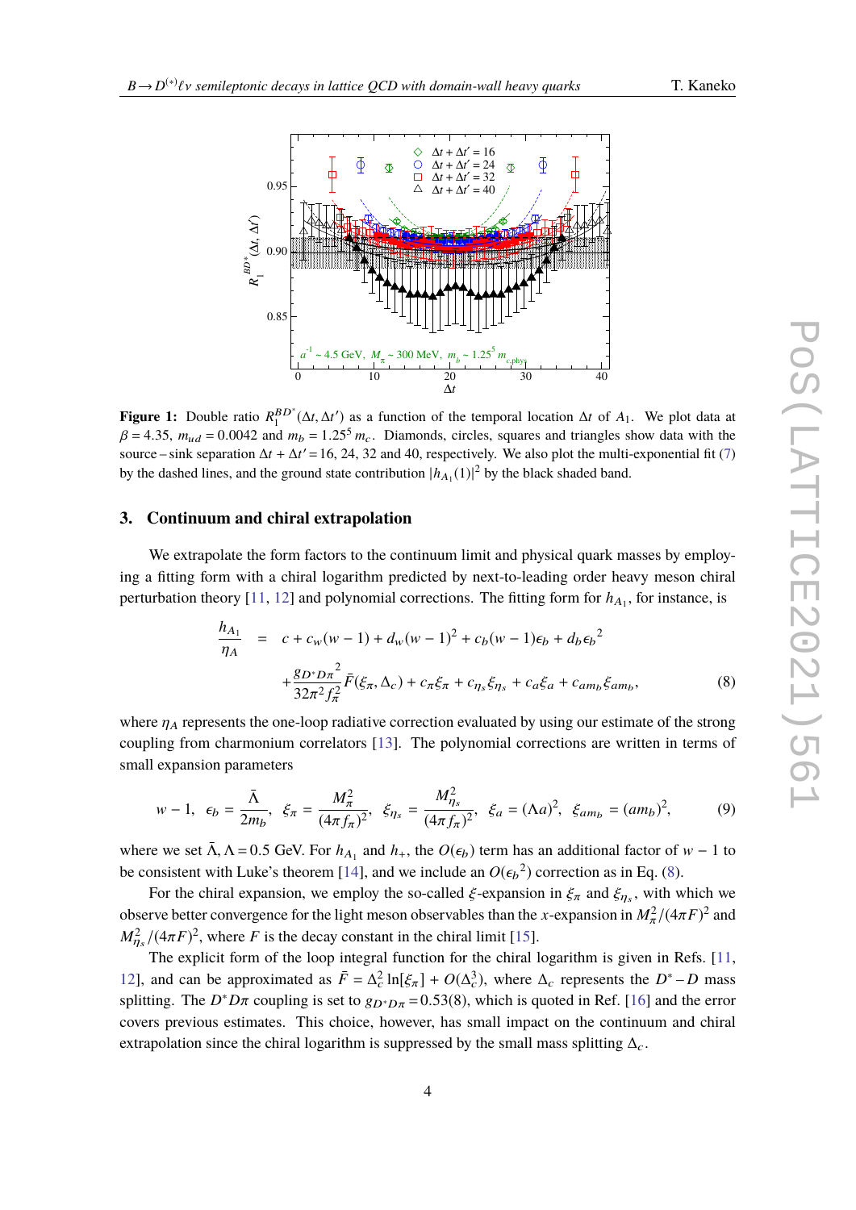**Figure 1:** Double ratio $R_1^{BD^*}(\Delta t, \Delta t')$ as a function of the temporal location $\Delta t$ of $A_1$. We plot data at $\beta = 4.35$, $m_{ud} = 0.0042$ and $m_b = 1.25^5\, m_c$. Diamonds, circles, squares and triangles show data with the source – sink separation $\Delta t + \Delta t' = 16$, 24, 32 and 40, respectively. We also plot the multi-exponential fit (7) by the dashed lines, and the ground state contribution $|h_{A_1}(1)|^2$ by the black shaded band.

## 3. Continuum and chiral extrapolation

We extrapolate the form factors to the continuum limit and physical quark masses by employing a fitting form with a chiral logarithm predicted by next-to-leading order heavy meson chiral perturbation theory [11, 12] and polynomial corrections. The fitting form for $h_{A_1}$, for instance, is

$$
\begin{aligned}
\frac{h_{A_1}}{\eta_A} \;&=\; c + c_w(w-1) + d_w(w-1)^2 + c_b(w-1)\epsilon_b + d_b{\epsilon_b}^2 \\
&\quad + \frac{g_{D^*D\pi}{}^2}{32\pi^2 f_\pi^2}\bar{F}(\xi_\pi, \Delta_c) + c_\pi \xi_\pi + c_{\eta_s}\xi_{\eta_s} + c_a \xi_a + c_{am_b}\xi_{am_b},
\end{aligned}
\tag{8}
$$

where $\eta_A$ represents the one-loop radiative correction evaluated by using our estimate of the strong coupling from charmonium correlators [13]. The polynomial corrections are written in terms of small expansion parameters

$$
w-1,\;\; \epsilon_b = \frac{\bar{\Lambda}}{2m_b},\;\; \xi_\pi = \frac{M_\pi^2}{(4\pi f_\pi)^2},\;\; \xi_{\eta_s} = \frac{M_{\eta_s}^2}{(4\pi f_\pi)^2},\;\; \xi_a = (\Lambda a)^2,\;\; \xi_{am_b} = (am_b)^2,
\tag{9}
$$

where we set $\bar{\Lambda}, \Lambda = 0.5$ GeV. For $h_{A_1}$ and $h_+$, the $O(\epsilon_b)$ term has an additional factor of $w-1$ to be consistent with Luke's theorem [14], and we include an $O({\epsilon_b}^2)$ correction as in Eq. (8).

For the chiral expansion, we employ the so-called $\xi$-expansion in $\xi_\pi$ and $\xi_{\eta_s}$, with which we observe better convergence for the light meson observables than the $x$-expansion in $M_\pi^2/(4\pi F)^2$ and $M_{\eta_s}^2/(4\pi F)^2$, where $F$ is the decay constant in the chiral limit [15].

The explicit form of the loop integral function for the chiral logarithm is given in Refs. [11, 12], and can be approximated as $\bar{F} = \Delta_c^2 \ln[\xi_\pi] + O(\Delta_c^3)$, where $\Delta_c$ represents the $D^*-D$ mass splitting. The $D^*D\pi$ coupling is set to $g_{D^*D\pi} = 0.53(8)$, which is quoted in Ref. [16] and the error covers previous estimates. This choice, however, has small impact on the continuum and chiral extrapolation since the chiral logarithm is suppressed by the small mass splitting $\Delta_c$.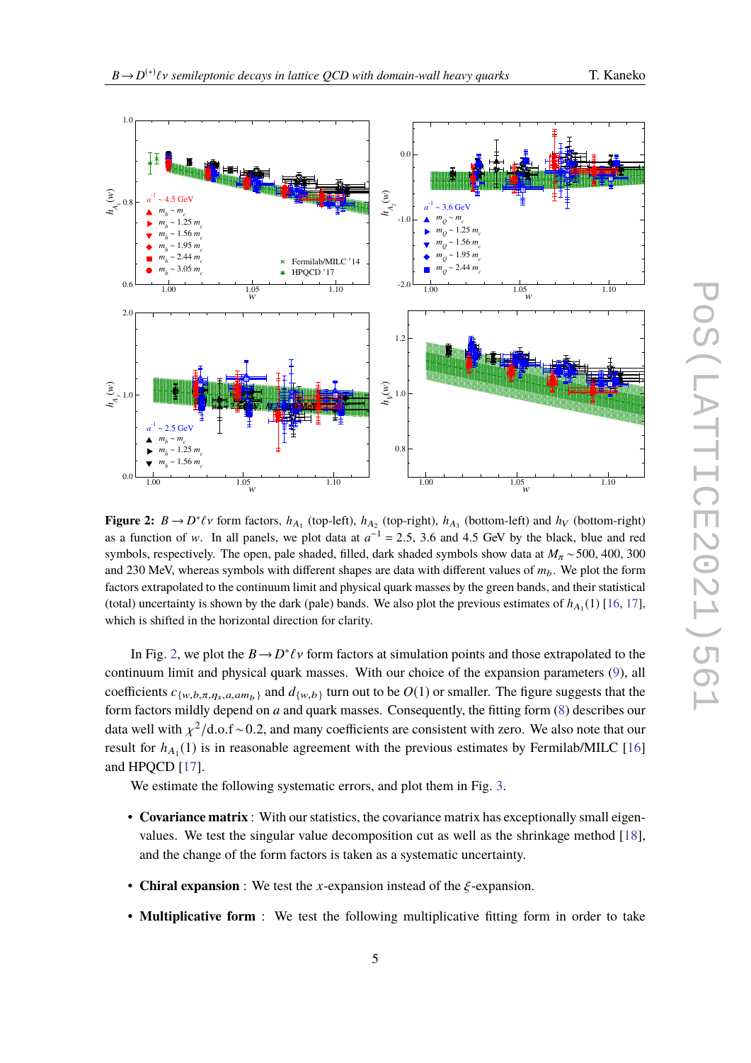**Figure 2:** $B \to D^*\ell\nu$ form factors, $h_{A_1}$ (top-left), $h_{A_2}$ (top-right), $h_{A_3}$ (bottom-left) and $h_V$ (bottom-right) as a function of $w$. In all panels, we plot data at $a^{-1} = 2.5$, 3.6 and 4.5 GeV by the black, blue and red symbols, respectively. The open, pale shaded, filled, dark shaded symbols show data at $M_\pi \sim 500$, 400, 300 and 230 MeV, whereas symbols with different shapes are data with different values of $m_b$. We plot the form factors extrapolated to the continuum limit and physical quark masses by the green bands, and their statistical (total) uncertainty is shown by the dark (pale) bands. We also plot the previous estimates of $h_{A_1}(1)$ [16, 17], which is shifted in the horizontal direction for clarity.

In Fig. 2, we plot the $B \to D^*\ell\nu$ form factors at simulation points and those extrapolated to the continuum limit and physical quark masses. With our choice of the expansion parameters (9), all coefficients $c_{\{w,b,\pi,\eta_s,a,am_b\}}$ and $d_{\{w,b\}}$ turn out to be $O(1)$ or smaller. The figure suggests that the form factors mildly depend on $a$ and quark masses. Consequently, the fitting form (8) describes our data well with $\chi^2/\text{d.o.f} \sim 0.2$, and many coefficients are consistent with zero. We also note that our result for $h_{A_1}(1)$ is in reasonable agreement with the previous estimates by Fermilab/MILC [16] and HPQCD [17].

We estimate the following systematic errors, and plot them in Fig. 3.

- **Covariance matrix** : With our statistics, the covariance matrix has exceptionally small eigenvalues. We test the singular value decomposition cut as well as the shrinkage method [18], and the change of the form factors is taken as a systematic uncertainty.
- **Chiral expansion** : We test the $x$-expansion instead of the $\xi$-expansion.
- **Multiplicative form** : We test the following multiplicative fitting form in order to take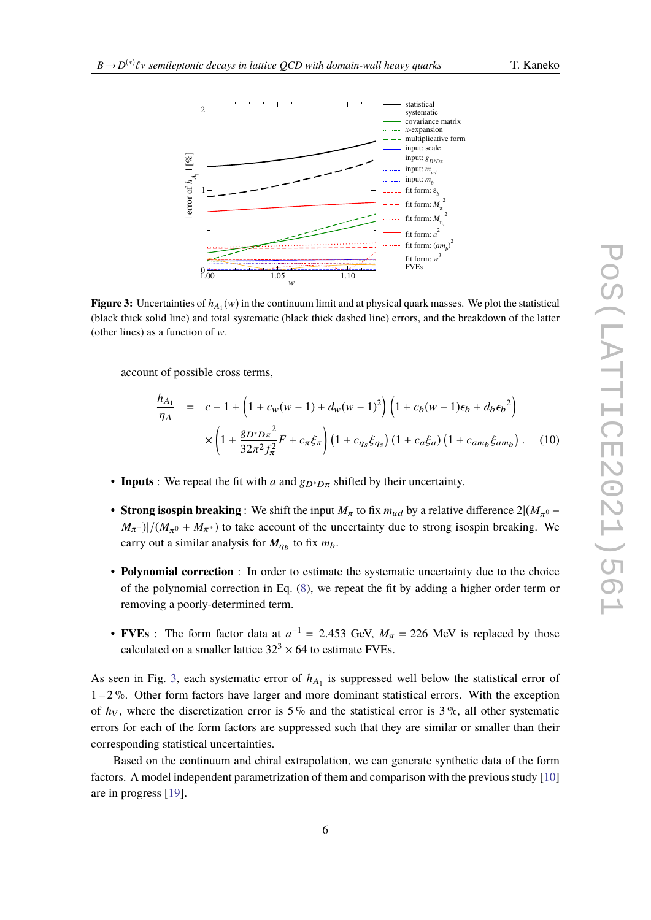**Figure 3:** Uncertainties of $h_{A_1}(w)$ in the continuum limit and at physical quark masses. We plot the statistical (black thick solid line) and total systematic (black thick dashed line) errors, and the breakdown of the latter (other lines) as a function of $w$.

account of possible cross terms,

$$\frac{h_{A_1}}{\eta_A} = c - 1 + \left(1 + c_w(w-1) + d_w(w-1)^2\right)\left(1 + c_b(w-1)\epsilon_b + d_b{\epsilon_b}^2\right)$$

$$\times\left(1 + \frac{g_{D^*D\pi}{}^2}{32\pi^2 f_\pi^2}\bar{F} + c_\pi\xi_\pi\right)\left(1 + c_{\eta_s}\xi_{\eta_s}\right)\left(1 + c_a\xi_a\right)\left(1 + c_{am_b}\xi_{am_b}\right). \quad (10)$$

- **Inputs** : We repeat the fit with $a$ and $g_{D^*D\pi}$ shifted by their uncertainty.
- **Strong isospin breaking** : We shift the input $M_\pi$ to fix $m_{ud}$ by a relative difference $2|(M_{\pi^0} - M_{\pi^\pm})|/(M_{\pi^0} + M_{\pi^\pm})$ to take account of the uncertainty due to strong isospin breaking. We carry out a similar analysis for $M_{\eta_b}$ to fix $m_b$.
- **Polynomial correction** : In order to estimate the systematic uncertainty due to the choice of the polynomial correction in Eq. (8), we repeat the fit by adding a higher order term or removing a poorly-determined term.
- **FVEs** : The form factor data at $a^{-1} = 2.453$ GeV, $M_\pi = 226$ MeV is replaced by those calculated on a smaller lattice $32^3 \times 64$ to estimate FVEs.

As seen in Fig. 3, each systematic error of $h_{A_1}$ is suppressed well below the statistical error of 1 – 2 %. Other form factors have larger and more dominant statistical errors. With the exception of $h_V$, where the discretization error is 5 % and the statistical error is 3 %, all other systematic errors for each of the form factors are suppressed such that they are similar or smaller than their corresponding statistical uncertainties.

Based on the continuum and chiral extrapolation, we can generate synthetic data of the form factors. A model independent parametrization of them and comparison with the previous study [10] are in progress [19].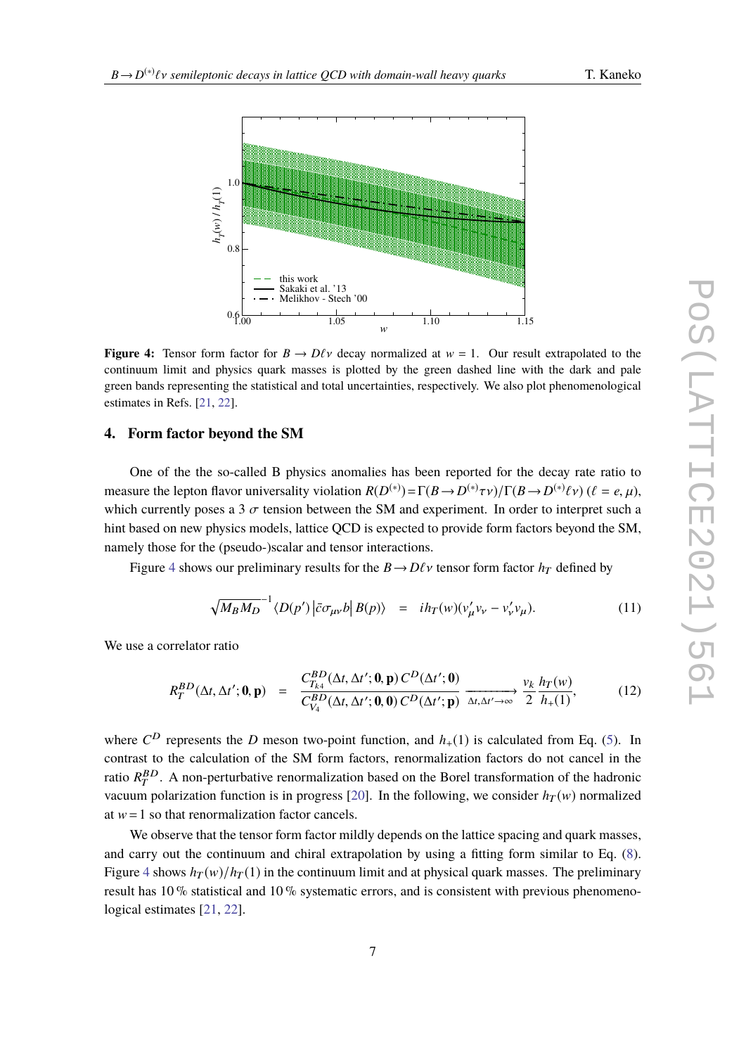**Figure 4:** Tensor form factor for $B \to D\ell\nu$ decay normalized at $w = 1$. Our result extrapolated to the continuum limit and physics quark masses is plotted by the green dashed line with the dark and pale green bands representing the statistical and total uncertainties, respectively. We also plot phenomenological estimates in Refs. [21, 22].

## 4. Form factor beyond the SM

One of the the so-called B physics anomalies has been reported for the decay rate ratio to measure the lepton flavor universality violation $R(D^{(*)}) = \Gamma(B \to D^{(*)}\tau\nu)/\Gamma(B \to D^{(*)}\ell\nu)$ ($\ell = e, \mu$), which currently poses a 3 $\sigma$ tension between the SM and experiment. In order to interpret such a hint based on new physics models, lattice QCD is expected to provide form factors beyond the SM, namely those for the (pseudo-)scalar and tensor interactions.

Figure 4 shows our preliminary results for the $B \to D\ell\nu$ tensor form factor $h_T$ defined by

$$\sqrt{M_B M_D}^{-1} \langle D(p') \left| \bar{c}\sigma_{\mu\nu} b \right| B(p) \rangle = i h_T(w)(v'_\mu v_\nu - v'_\nu v_\mu). \tag{11}$$

We use a correlator ratio

$$R_T^{BD}(\Delta t, \Delta t'; \mathbf{0}, \mathbf{p}) = \frac{C_{T_{k4}}^{BD}(\Delta t, \Delta t'; \mathbf{0}, \mathbf{p})\, C^D(\Delta t'; \mathbf{0})}{C_{V_4}^{BD}(\Delta t, \Delta t'; \mathbf{0}, \mathbf{0})\, C^D(\Delta t'; \mathbf{p})} \xrightarrow[\Delta t, \Delta t' \to \infty]{} \frac{v_k}{2} \frac{h_T(w)}{h_+(1)}, \tag{12}$$

where $C^D$ represents the $D$ meson two-point function, and $h_+(1)$ is calculated from Eq. (5). In contrast to the calculation of the SM form factors, renormalization factors do not cancel in the ratio $R_T^{BD}$. A non-perturbative renormalization based on the Borel transformation of the hadronic vacuum polarization function is in progress [20]. In the following, we consider $h_T(w)$ normalized at $w = 1$ so that renormalization factor cancels.

We observe that the tensor form factor mildly depends on the lattice spacing and quark masses, and carry out the continuum and chiral extrapolation by using a fitting form similar to Eq. (8). Figure 4 shows $h_T(w)/h_T(1)$ in the continuum limit and at physical quark masses. The preliminary result has 10 % statistical and 10 % systematic errors, and is consistent with previous phenomenological estimates [21, 22].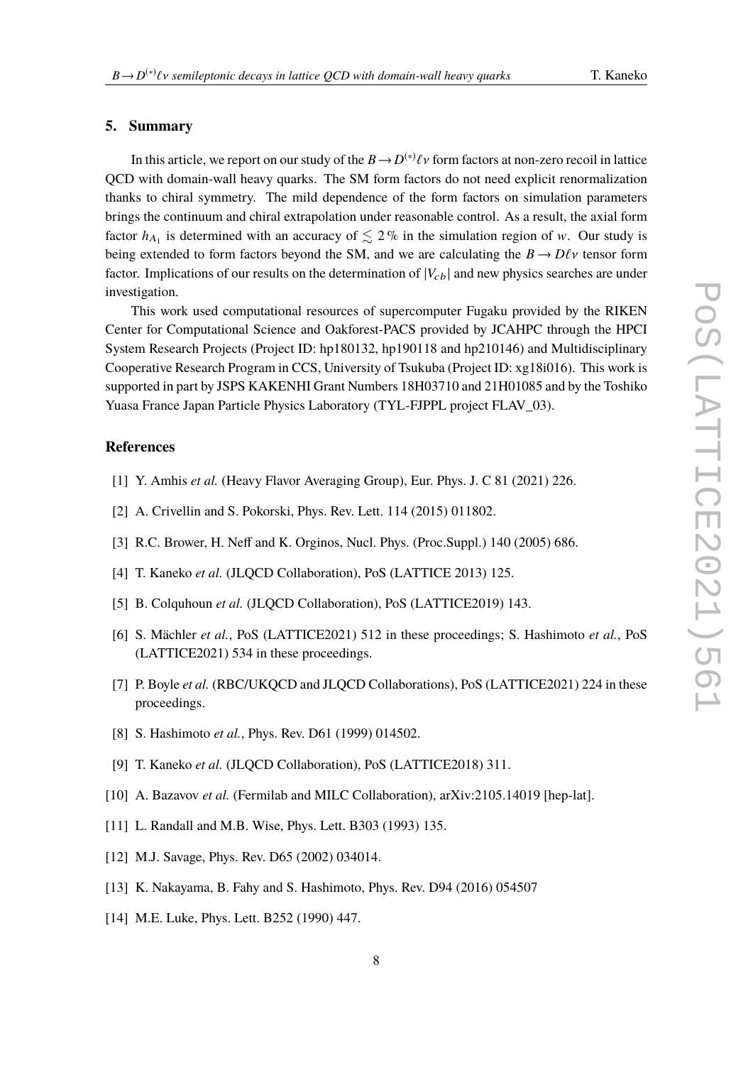## 5. Summary

In this article, we report on our study of the $B \to D^{(*)}\ell\nu$ form factors at non-zero recoil in lattice QCD with domain-wall heavy quarks. The SM form factors do not need explicit renormalization thanks to chiral symmetry. The mild dependence of the form factors on simulation parameters brings the continuum and chiral extrapolation under reasonable control. As a result, the axial form factor $h_{A_1}$ is determined with an accuracy of $\lesssim 2\,\%$ in the simulation region of $w$. Our study is being extended to form factors beyond the SM, and we are calculating the $B \to D\ell\nu$ tensor form factor. Implications of our results on the determination of $|V_{cb}|$ and new physics searches are under investigation.

This work used computational resources of supercomputer Fugaku provided by the RIKEN Center for Computational Science and Oakforest-PACS provided by JCAHPC through the HPCI System Research Projects (Project ID: hp180132, hp190118 and hp210146) and Multidisciplinary Cooperative Research Program in CCS, University of Tsukuba (Project ID: xg18i016). This work is supported in part by JSPS KAKENHI Grant Numbers 18H03710 and 21H01085 and by the Toshiko Yuasa France Japan Particle Physics Laboratory (TYL-FJPPL project FLAV_03).

## References

[1] Y. Amhis *et al.* (Heavy Flavor Averaging Group), Eur. Phys. J. C 81 (2021) 226.

[2] A. Crivellin and S. Pokorski, Phys. Rev. Lett. 114 (2015) 011802.

[3] R.C. Brower, H. Neff and K. Orginos, Nucl. Phys. (Proc.Suppl.) 140 (2005) 686.

[4] T. Kaneko *et al.* (JLQCD Collaboration), PoS (LATTICE 2013) 125.

[5] B. Colquhoun *et al.* (JLQCD Collaboration), PoS (LATTICE2019) 143.

[6] S. Mächler *et al.*, PoS (LATTICE2021) 512 in these proceedings; S. Hashimoto *et al.*, PoS (LATTICE2021) 534 in these proceedings.

[7] P. Boyle *et al.* (RBC/UKQCD and JLQCD Collaborations), PoS (LATTICE2021) 224 in these proceedings.

[8] S. Hashimoto *et al.*, Phys. Rev. D61 (1999) 014502.

[9] T. Kaneko *et al.* (JLQCD Collaboration), PoS (LATTICE2018) 311.

[10] A. Bazavov *et al.* (Fermilab and MILC Collaboration), arXiv:2105.14019 [hep-lat].

[11] L. Randall and M.B. Wise, Phys. Lett. B303 (1993) 135.

[12] M.J. Savage, Phys. Rev. D65 (2002) 034014.

[13] K. Nakayama, B. Fahy and S. Hashimoto, Phys. Rev. D94 (2016) 054507

[14] M.E. Luke, Phys. Lett. B252 (1990) 447.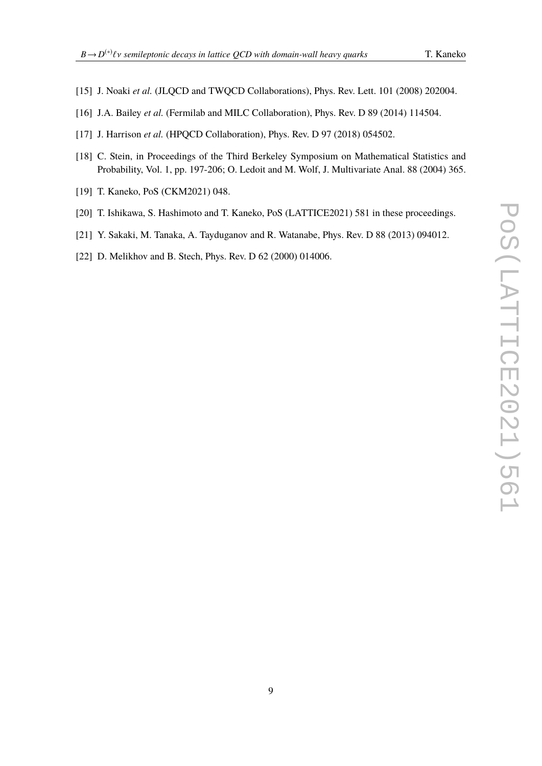[15] J. Noaki *et al.* (JLQCD and TWQCD Collaborations), Phys. Rev. Lett. 101 (2008) 202004.

[16] J.A. Bailey *et al.* (Fermilab and MILC Collaboration), Phys. Rev. D 89 (2014) 114504.

[17] J. Harrison *et al.* (HPQCD Collaboration), Phys. Rev. D 97 (2018) 054502.

[18] C. Stein, in Proceedings of the Third Berkeley Symposium on Mathematical Statistics and Probability, Vol. 1, pp. 197-206; O. Ledoit and M. Wolf, J. Multivariate Anal. 88 (2004) 365.

[19] T. Kaneko, PoS (CKM2021) 048.

[20] T. Ishikawa, S. Hashimoto and T. Kaneko, PoS (LATTICE2021) 581 in these proceedings.

[21] Y. Sakaki, M. Tanaka, A. Tayduganov and R. Watanabe, Phys. Rev. D 88 (2013) 094012.

[22] D. Melikhov and B. Stech, Phys. Rev. D 62 (2000) 014006.